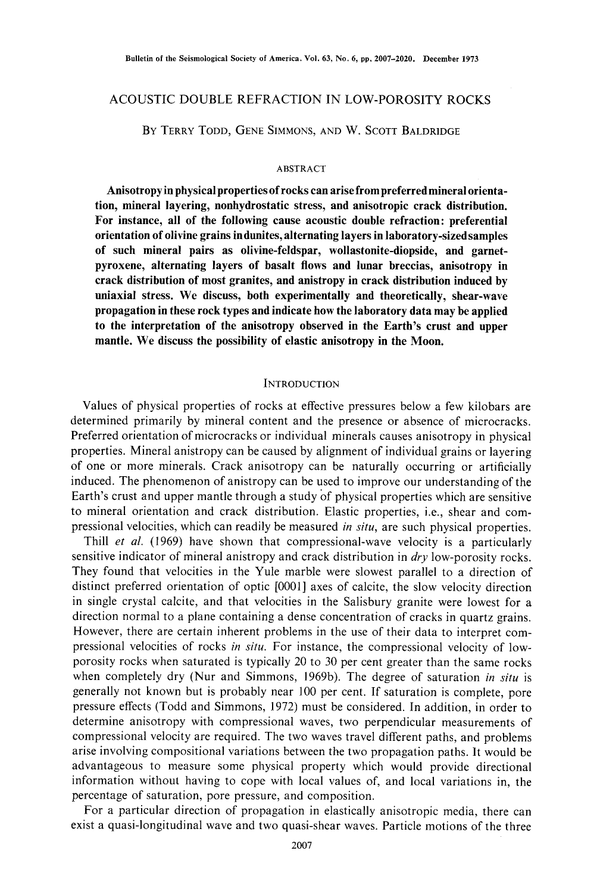# ACOUSTIC DOUBLE REFRACTION IN LOW-POROSITY ROCKS

By Terry Todd, Gene Simmons, and W. Scott Baldridge

## Abstract

**Anisotropy in physical properties of rocks can arise from preferred mineral orientation, mineral layering, nonhydrostatic stress, and anisotropic crack distribution. For instance, all of the following cause acoustic double refraction: preferential orientation of olivine grains in dunites, alternating layers in laboratory-sized samples of such mineral pairs as olivine-feldspar, wollastonite-diopside, and garnet-pyroxene, alternating layers of basalt flows and lunar breccias, anisotropy in crack distribution of most granites, and anistropy in crack distribution induced by uniaxial stress. We discuss, both experimentally and theoretically, shear-wave propagation in these rock types and indicate how the laboratory data may be applied to the interpretation of the anisotropy observed in the Earth's crust and upper mantle. We discuss the possibility of elastic anisotropy in the Moon.**

## Introduction

Values of physical properties of rocks at effective pressures below a few kilobars are determined primarily by mineral content and the presence or absence of microcracks. Preferred orientation of microcracks or individual minerals causes anisotropy in physical properties. Mineral anistropy can be caused by alignment of individual grains or layering of one or more minerals. Crack anisotropy can be naturally occurring or artificially induced. The phenomenon of anistropy can be used to improve our understanding of the Earth's crust and upper mantle through a study of physical properties which are sensitive to mineral orientation and crack distribution. Elastic properties, i.e., shear and compressional velocities, which can readily be measured *in situ*, are such physical properties.

Thill *et al.* (1969) have shown that compressional-wave velocity is a particularly sensitive indicator of mineral anistropy and crack distribution in *dry* low-porosity rocks. They found that velocities in the Yule marble were slowest parallel to a direction of distinct preferred orientation of optic [0001] axes of calcite, the slow velocity direction in single crystal calcite, and that velocities in the Salisbury granite were lowest for a direction normal to a plane containing a dense concentration of cracks in quartz grains. However, there are certain inherent problems in the use of their data to interpret compressional velocities of rocks *in situ*. For instance, the compressional velocity of low-porosity rocks when saturated is typically 20 to 30 per cent greater than the same rocks when completely dry (Nur and Simmons, 1969b). The degree of saturation *in situ* is generally not known but is probably near 100 per cent. If saturation is complete, pore pressure effects (Todd and Simmons, 1972) must be considered. In addition, in order to determine anisotropy with compressional waves, two perpendicular measurements of compressional velocity are required. The two waves travel different paths, and problems arise involving compositional variations between the two propagation paths. It would be advantageous to measure some physical property which would provide directional information without having to cope with local values of, and local variations in, the percentage of saturation, pore pressure, and composition.

For a particular direction of propagation in elastically anisotropic media, there can exist a quasi-longitudinal wave and two quasi-shear waves. Particle motions of the three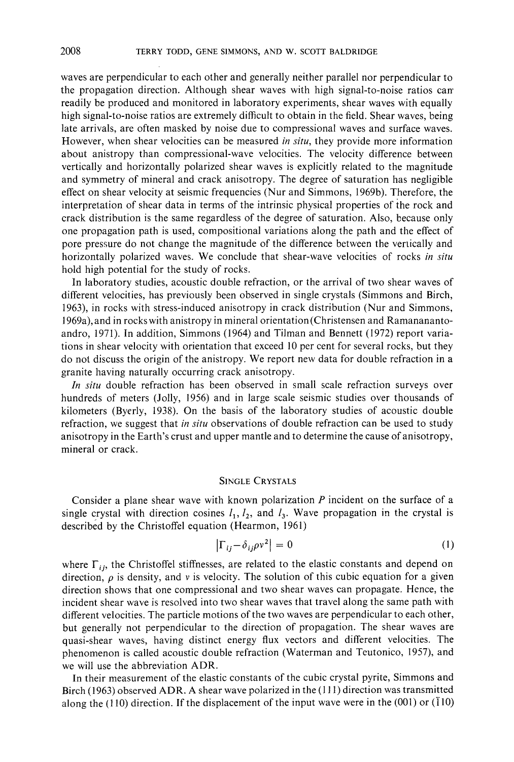waves are perpendicular to each other and generally neither parallel nor perpendicular to the propagation direction. Although shear waves with high signal-to-noise ratios can readily be produced and monitored in laboratory experiments, shear waves with equally high signal-to-noise ratios are extremely difficult to obtain in the field. Shear waves, being late arrivals, are often masked by noise due to compressional waves and surface waves. However, when shear velocities can be measured *in situ*, they provide more information about anistropy than compressional-wave velocities. The velocity difference between vertically and horizontally polarized shear waves is explicitly related to the magnitude and symmetry of mineral and crack anisotropy. The degree of saturation has negligible effect on shear velocity at seismic frequencies (Nur and Simmons, 1969b). Therefore, the interpretation of shear data in terms of the intrinsic physical properties of the rock and crack distribution is the same regardless of the degree of saturation. Also, because only one propagation path is used, compositional variations along the path and the effect of pore pressure do not change the magnitude of the difference between the vertically and horizontally polarized waves. We conclude that shear-wave velocities of rocks *in situ* hold high potential for the study of rocks.

In laboratory studies, acoustic double refraction, or the arrival of two shear waves of different velocities, has previously been observed in single crystals (Simmons and Birch, 1963), in rocks with stress-induced anisotropy in crack distribution (Nur and Simmons, 1969a), and in rocks with anistropy in mineral orientation (Christensen and Ramananantoandro, 1971). In addition, Simmons (1964) and Tilman and Bennett (1972) report variations in shear velocity with orientation that exceed 10 per cent for several rocks, but they do not discuss the origin of the anistropy. We report new data for double refraction in a granite having naturally occurring crack anisotropy.

*In situ* double refraction has been observed in small scale refraction surveys over hundreds of meters (Jolly, 1956) and in large scale seismic studies over thousands of kilometers (Byerly, 1938). On the basis of the laboratory studies of acoustic double refraction, we suggest that *in situ* observations of double refraction can be used to study anisotropy in the Earth's crust and upper mantle and to determine the cause of anisotropy, mineral or crack.

## Single Crystals

Consider a plane shear wave with known polarization $P$ incident on the surface of a single crystal with direction cosines $l_1$, $l_2$, and $l_3$. Wave propagation in the crystal is described by the Christoffel equation (Hearmon, 1961)

$$|\Gamma_{ij} - \delta_{ij}\rho v^2| = 0 \tag{1}$$

where $\Gamma_{ij}$, the Christoffel stiffnesses, are related to the elastic constants and depend on direction, $\rho$ is density, and $v$ is velocity. The solution of this cubic equation for a given direction shows that one compressional and two shear waves can propagate. Hence, the incident shear wave is resolved into two shear waves that travel along the same path with different velocities. The particle motions of the two waves are perpendicular to each other, but generally not perpendicular to the direction of propagation. The shear waves are quasi-shear waves, having distinct energy flux vectors and different velocities. The phenomenon is called acoustic double refraction (Waterman and Teutonico, 1957), and we will use the abbreviation ADR.

In their measurement of the elastic constants of the cubic crystal pyrite, Simmons and Birch (1963) observed ADR. A shear wave polarized in the (111) direction was transmitted along the (110) direction. If the displacement of the input wave were in the (001) or $(\bar{1}10)$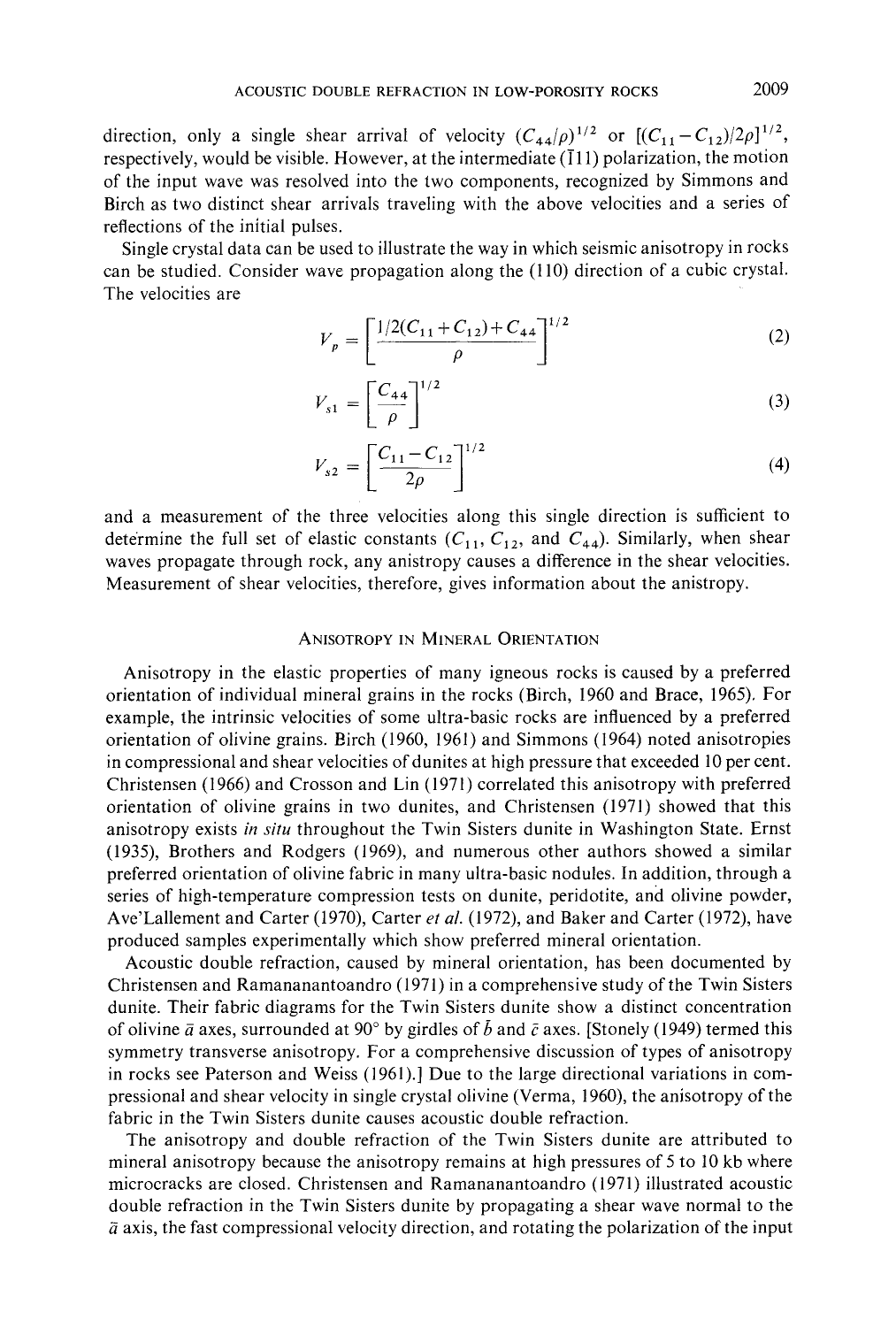direction, only a single shear arrival of velocity $(C_{44}/\rho)^{1/2}$ or $[(C_{11}-C_{12})/2\rho]^{1/2}$, respectively, would be visible. However, at the intermediate $(\bar{1}11)$ polarization, the motion of the input wave was resolved into the two components, recognized by Simmons and Birch as two distinct shear arrivals traveling with the above velocities and a series of reflections of the initial pulses.

Single crystal data can be used to illustrate the way in which seismic anisotropy in rocks can be studied. Consider wave propagation along the (110) direction of a cubic crystal. The velocities are

$$V_p = \left[\frac{1/2(C_{11}+C_{12})+C_{44}}{\rho}\right]^{1/2} \tag{2}$$

$$V_{s1} = \left[\frac{C_{44}}{\rho}\right]^{1/2} \tag{3}$$

$$V_{s2} = \left[\frac{C_{11}-C_{12}}{2\rho}\right]^{1/2} \tag{4}$$

and a measurement of the three velocities along this single direction is sufficient to determine the full set of elastic constants ($C_{11}$, $C_{12}$, and $C_{44}$). Similarly, when shear waves propagate through rock, any anistropy causes a difference in the shear velocities. Measurement of shear velocities, therefore, gives information about the anistropy.

## Anisotropy in Mineral Orientation

Anisotropy in the elastic properties of many igneous rocks is caused by a preferred orientation of individual mineral grains in the rocks (Birch, 1960 and Brace, 1965). For example, the intrinsic velocities of some ultra-basic rocks are influenced by a preferred orientation of olivine grains. Birch (1960, 1961) and Simmons (1964) noted anisotropies in compressional and shear velocities of dunites at high pressure that exceeded 10 per cent. Christensen (1966) and Crosson and Lin (1971) correlated this anisotropy with preferred orientation of olivine grains in two dunites, and Christensen (1971) showed that this anisotropy exists *in situ* throughout the Twin Sisters dunite in Washington State. Ernst (1935), Brothers and Rodgers (1969), and numerous other authors showed a similar preferred orientation of olivine fabric in many ultra-basic nodules. In addition, through a series of high-temperature compression tests on dunite, peridotite, and olivine powder, Ave'Lallement and Carter (1970), Carter *et al.* (1972), and Baker and Carter (1972), have produced samples experimentally which show preferred mineral orientation.

Acoustic double refraction, caused by mineral orientation, has been documented by Christensen and Ramananantoandro (1971) in a comprehensive study of the Twin Sisters dunite. Their fabric diagrams for the Twin Sisters dunite show a distinct concentration of olivine $\bar{a}$ axes, surrounded at 90° by girdles of $\bar{b}$ and $\bar{c}$ axes. [Stonely (1949) termed this symmetry transverse anisotropy. For a comprehensive discussion of types of anisotropy in rocks see Paterson and Weiss (1961).] Due to the large directional variations in compressional and shear velocity in single crystal olivine (Verma, 1960), the anisotropy of the fabric in the Twin Sisters dunite causes acoustic double refraction.

The anisotropy and double refraction of the Twin Sisters dunite are attributed to mineral anisotropy because the anisotropy remains at high pressures of 5 to 10 kb where microcracks are closed. Christensen and Ramananantoandro (1971) illustrated acoustic double refraction in the Twin Sisters dunite by propagating a shear wave normal to the $\bar{a}$ axis, the fast compressional velocity direction, and rotating the polarization of the input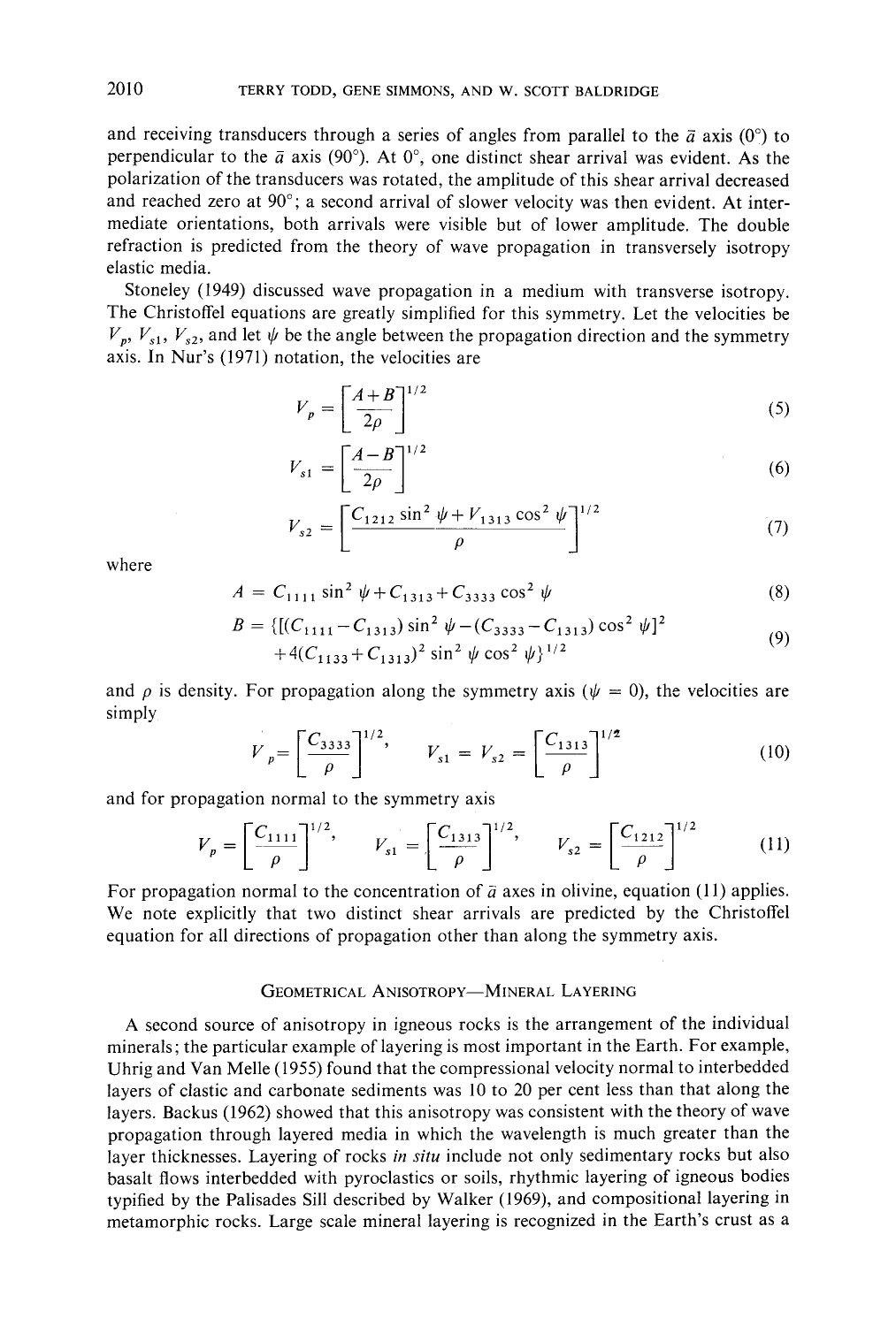and receiving transducers through a series of angles from parallel to the $\bar{a}$ axis (0°) to perpendicular to the $\bar{a}$ axis (90°). At 0°, one distinct shear arrival was evident. As the polarization of the transducers was rotated, the amplitude of this shear arrival decreased and reached zero at 90°; a second arrival of slower velocity was then evident. At intermediate orientations, both arrivals were visible but of lower amplitude. The double refraction is predicted from the theory of wave propagation in transversely isotropy elastic media.

Stoneley (1949) discussed wave propagation in a medium with transverse isotropy. The Christoffel equations are greatly simplified for this symmetry. Let the velocities be $V_p$, $V_{s1}$, $V_{s2}$, and let $\psi$ be the angle between the propagation direction and the symmetry axis. In Nur's (1971) notation, the velocities are

$$V_p = \left[\frac{A+B}{2\rho}\right]^{1/2} \tag{5}$$

$$V_{s1} = \left[\frac{A-B}{2\rho}\right]^{1/2} \tag{6}$$

$$V_{s2} = \left[\frac{C_{1212}\sin^2\psi + V_{1313}\cos^2\psi}{\rho}\right]^{1/2} \tag{7}$$

where

$$A = C_{1111}\sin^2\psi + C_{1313} + C_{3333}\cos^2\psi \tag{8}$$

$$B = \{[(C_{1111}-C_{1313})\sin^2\psi - (C_{3333}-C_{1313})\cos^2\psi]^2 + 4(C_{1133}+C_{1313})^2\sin^2\psi\cos^2\psi\}^{1/2} \tag{9}$$

and $\rho$ is density. For propagation along the symmetry axis ($\psi = 0$), the velocities are simply

$$V_p = \left[\frac{C_{3333}}{\rho}\right]^{1/2}, \quad V_{s1} = V_{s2} = \left[\frac{C_{1313}}{\rho}\right]^{1/2} \tag{10}$$

and for propagation normal to the symmetry axis

$$V_p = \left[\frac{C_{1111}}{\rho}\right]^{1/2}, \quad V_{s1} = \left[\frac{C_{1313}}{\rho}\right]^{1/2}, \quad V_{s2} = \left[\frac{C_{1212}}{\rho}\right]^{1/2} \tag{11}$$

For propagation normal to the concentration of $\bar{a}$ axes in olivine, equation (11) applies. We note explicitly that two distinct shear arrivals are predicted by the Christoffel equation for all directions of propagation other than along the symmetry axis.

## Geometrical Anisotropy—Mineral Layering

A second source of anisotropy in igneous rocks is the arrangement of the individual minerals; the particular example of layering is most important in the Earth. For example, Uhrig and Van Melle (1955) found that the compressional velocity normal to interbedded layers of clastic and carbonate sediments was 10 to 20 per cent less than that along the layers. Backus (1962) showed that this anisotropy was consistent with the theory of wave propagation through layered media in which the wavelength is much greater than the layer thicknesses. Layering of rocks *in situ* include not only sedimentary rocks but also basalt flows interbedded with pyroclastics or soils, rhythmic layering of igneous bodies typified by the Palisades Sill described by Walker (1969), and compositional layering in metamorphic rocks. Large scale mineral layering is recognized in the Earth's crust as a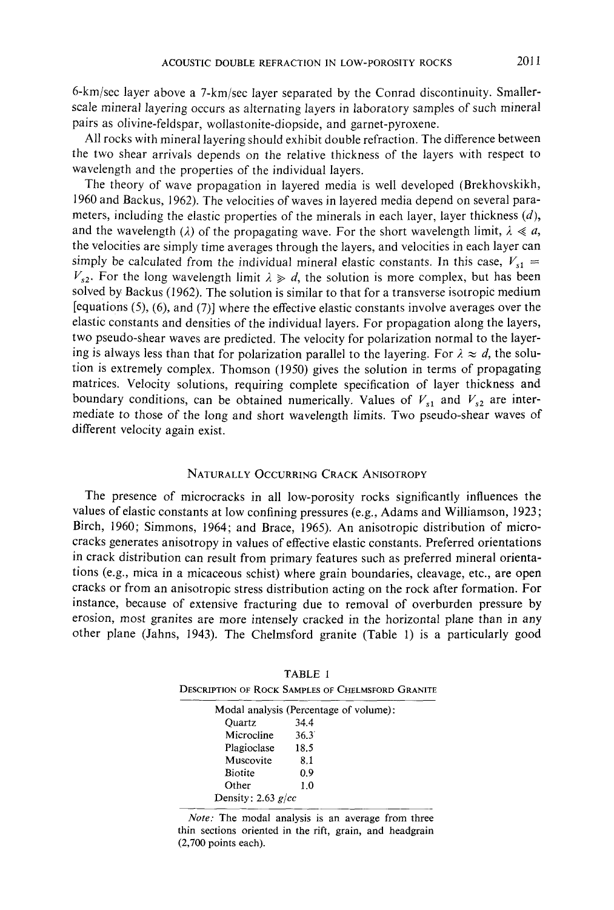6-km/sec layer above a 7-km/sec layer separated by the Conrad discontinuity. Smaller-scale mineral layering occurs as alternating layers in laboratory samples of such mineral pairs as olivine-feldspar, wollastonite-diopside, and garnet-pyroxene.

All rocks with mineral layering should exhibit double refraction. The difference between the two shear arrivals depends on the relative thickness of the layers with respect to wavelength and the properties of the individual layers.

The theory of wave propagation in layered media is well developed (Brekhovskikh, 1960 and Backus, 1962). The velocities of waves in layered media depend on several parameters, including the elastic properties of the minerals in each layer, layer thickness ($d$), and the wavelength ($\lambda$) of the propagating wave. For the short wavelength limit, $\lambda \ll a$, the velocities are simply time averages through the layers, and velocities in each layer can simply be calculated from the individual mineral elastic constants. In this case, $V_{s1} = V_{s2}$. For the long wavelength limit $\lambda \gg d$, the solution is more complex, but has been solved by Backus (1962). The solution is similar to that for a transverse isotropic medium [equations (5), (6), and (7)] where the effective elastic constants involve averages over the elastic constants and densities of the individual layers. For propagation along the layers, two pseudo-shear waves are predicted. The velocity for polarization normal to the layering is always less than that for polarization parallel to the layering. For $\lambda \approx d$, the solution is extremely complex. Thomson (1950) gives the solution in terms of propagating matrices. Velocity solutions, requiring complete specification of layer thickness and boundary conditions, can be obtained numerically. Values of $V_{s1}$ and $V_{s2}$ are intermediate to those of the long and short wavelength limits. Two pseudo-shear waves of different velocity again exist.

## Naturally Occurring Crack Anisotropy

The presence of microcracks in all low-porosity rocks significantly influences the values of elastic constants at low confining pressures (e.g., Adams and Williamson, 1923; Birch, 1960; Simmons, 1964; and Brace, 1965). An anisotropic distribution of microcracks generates anisotropy in values of effective elastic constants. Preferred orientations in crack distribution can result from primary features such as preferred mineral orientations (e.g., mica in a micaceous schist) where grain boundaries, cleavage, etc., are open cracks or from an anisotropic stress distribution acting on the rock after formation. For instance, because of extensive fracturing due to removal of overburden pressure by erosion, most granites are more intensely cracked in the horizontal plane than in any other plane (Jahns, 1943). The Chelmsford granite (Table 1) is a particularly good

TABLE 1

Description of Rock Samples of Chelmsford Granite

| | |
|---|---|
| Modal analysis (Percentage of volume): | |
| Quartz | 34.4 |
| Microcline | 36.3 |
| Plagioclase | 18.5 |
| Muscovite | 8.1 |
| Biotite | 0.9 |
| Other | 1.0 |
| Density: 2.63 *g/cc* | |

*Note:* The modal analysis is an average from three thin sections oriented in the rift, grain, and headgrain (2,700 points each).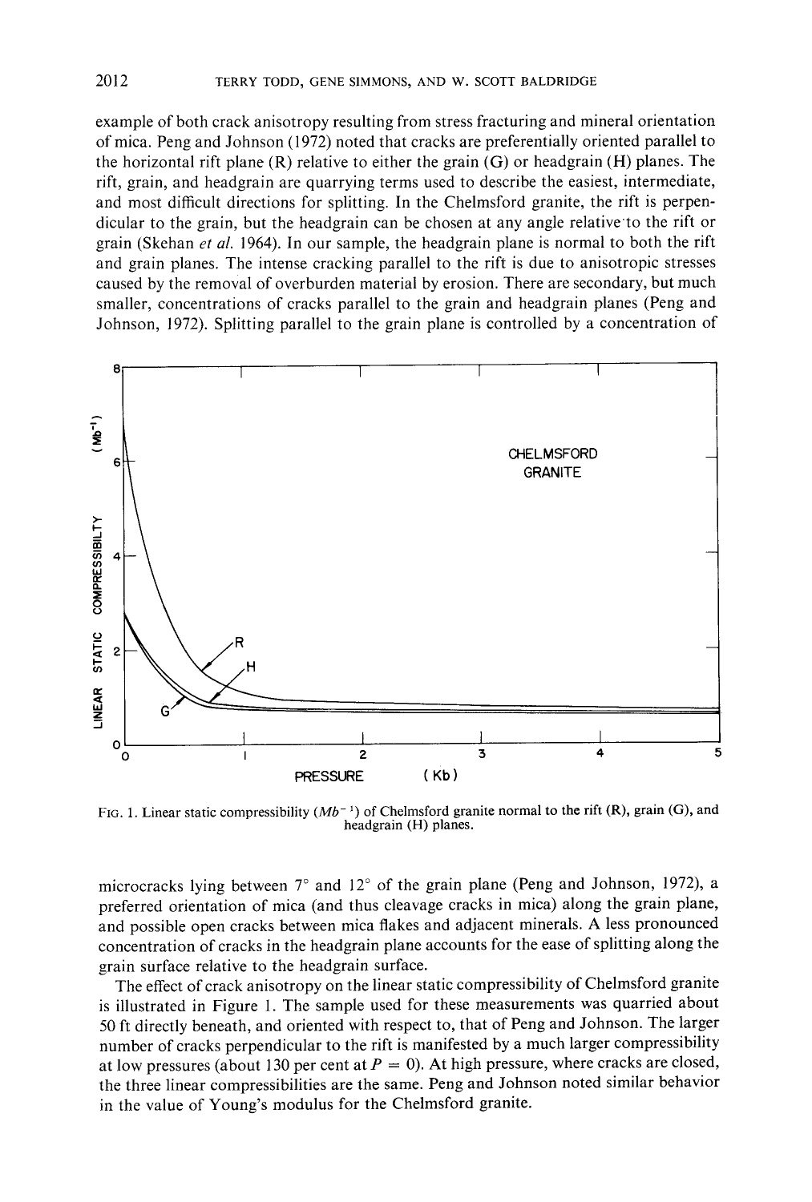example of both crack anisotropy resulting from stress fracturing and mineral orientation of mica. Peng and Johnson (1972) noted that cracks are preferentially oriented parallel to the horizontal rift plane (R) relative to either the grain (G) or headgrain (H) planes. The rift, grain, and headgrain are quarrying terms used to describe the easiest, intermediate, and most difficult directions for splitting. In the Chelmsford granite, the rift is perpendicular to the grain, but the headgrain can be chosen at any angle relative to the rift or grain (Skehan *et al.* 1964). In our sample, the headgrain plane is normal to both the rift and grain planes. The intense cracking parallel to the rift is due to anisotropic stresses caused by the removal of overburden material by erosion. There are secondary, but much smaller, concentrations of cracks parallel to the grain and headgrain planes (Peng and Johnson, 1972). Splitting parallel to the grain plane is controlled by a concentration of

LINEAR STATIC COMPRESSIBILTY ( Mb$^{-1}$ )
CHELMSFORD GRANITE
R
H
G
PRESSURE ( Kb )

FIG. 1. Linear static compressibility ($Mb^{-1}$) of Chelmsford granite normal to the rift (R), grain (G), and headgrain (H) planes.

microcracks lying between 7° and 12° of the grain plane (Peng and Johnson, 1972), a preferred orientation of mica (and thus cleavage cracks in mica) along the grain plane, and possible open cracks between mica flakes and adjacent minerals. A less pronounced concentration of cracks in the headgrain plane accounts for the ease of splitting along the grain surface relative to the headgrain surface.

The effect of crack anisotropy on the linear static compressibility of Chelmsford granite is illustrated in Figure 1. The sample used for these measurements was quarried about 50 ft directly beneath, and oriented with respect to, that of Peng and Johnson. The larger number of cracks perpendicular to the rift is manifested by a much larger compressibility at low pressures (about 130 per cent at $P = 0$). At high pressure, where cracks are closed, the three linear compressibilities are the same. Peng and Johnson noted similar behavior in the value of Young's modulus for the Chelmsford granite.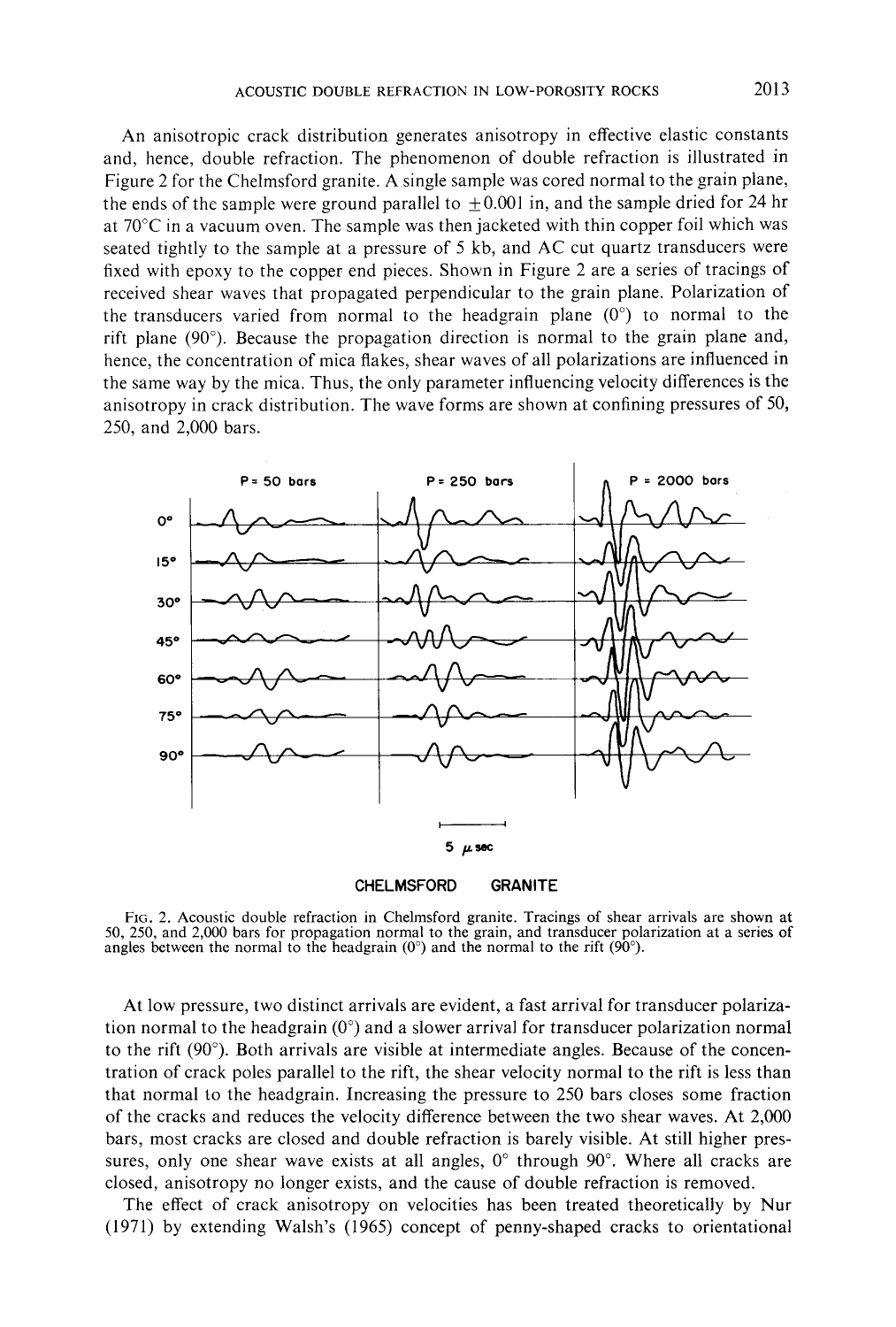An anisotropic crack distribution generates anisotropy in effective elastic constants and, hence, double refraction. The phenomenon of double refraction is illustrated in Figure 2 for the Chelmsford granite. A single sample was cored normal to the grain plane, the ends of the sample were ground parallel to $\pm 0.001$ in, and the sample dried for 24 hr at 70°C in a vacuum oven. The sample was then jacketed with thin copper foil which was seated tightly to the sample at a pressure of 5 kb, and AC cut quartz transducers were fixed with epoxy to the copper end pieces. Shown in Figure 2 are a series of tracings of received shear waves that propagated perpendicular to the grain plane. Polarization of the transducers varied from normal to the headgrain plane (0°) to normal to the rift plane (90°). Because the propagation direction is normal to the grain plane and, hence, the concentration of mica flakes, shear waves of all polarizations are influenced in the same way by the mica. Thus, the only parameter influencing velocity differences is the anisotropy in crack distribution. The wave forms are shown at confining pressures of 50, 250, and 2,000 bars.

P = 50 bars

P = 250 bars

P = 2000 bars

0°

15°

30°

45°

60°

75°

90°

5 μsec

CHELMSFORD GRANITE

FIG. 2. Acoustic double refraction in Chelmsford granite. Tracings of shear arrivals are shown at 50, 250, and 2,000 bars for propagation normal to the grain, and transducer polarization at a series of angles between the normal to the headgrain (0°) and the normal to the rift (90°).

At low pressure, two distinct arrivals are evident, a fast arrival for transducer polarization normal to the headgrain (0°) and a slower arrival for transducer polarization normal to the rift (90°). Both arrivals are visible at intermediate angles. Because of the concentration of crack poles parallel to the rift, the shear velocity normal to the rift is less than that normal to the headgrain. Increasing the pressure to 250 bars closes some fraction of the cracks and reduces the velocity difference between the two shear waves. At 2,000 bars, most cracks are closed and double refraction is barely visible. At still higher pressures, only one shear wave exists at all angles, 0° through 90°. Where all cracks are closed, anisotropy no longer exists, and the cause of double refraction is removed.

The effect of crack anisotropy on velocities has been treated theoretically by Nur (1971) by extending Walsh's (1965) concept of penny-shaped cracks to orientational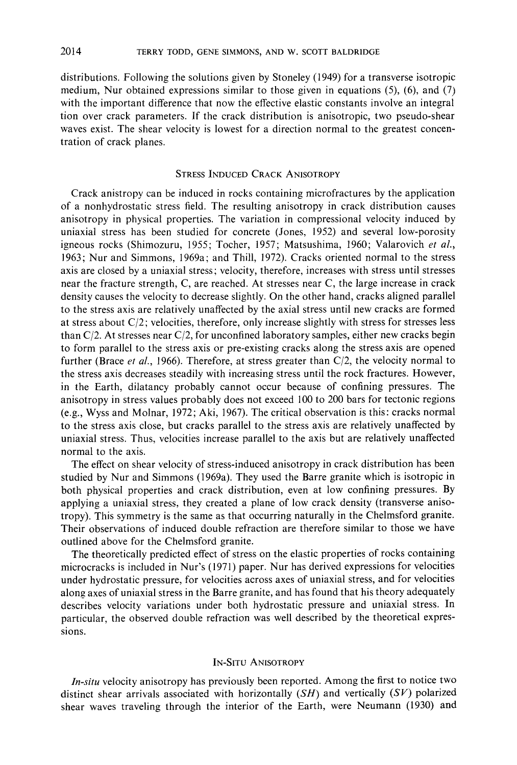distributions. Following the solutions given by Stoneley (1949) for a transverse isotropic medium, Nur obtained expressions similar to those given in equations (5), (6), and (7) with the important difference that now the effective elastic constants involve an integral tion over crack parameters. If the crack distribution is anisotropic, two pseudo-shear waves exist. The shear velocity is lowest for a direction normal to the greatest concentration of crack planes.

## Stress Induced Crack Anisotropy

Crack anistropy can be induced in rocks containing microfractures by the application of a nonhydrostatic stress field. The resulting anisotropy in crack distribution causes anisotropy in physical properties. The variation in compressional velocity induced by uniaxial stress has been studied for concrete (Jones, 1952) and several low-porosity igneous rocks (Shimozuru, 1955; Tocher, 1957; Matsushima, 1960; Valarovich *et al.*, 1963; Nur and Simmons, 1969a; and Thill, 1972). Cracks oriented normal to the stress axis are closed by a uniaxial stress; velocity, therefore, increases with stress until stresses near the fracture strength, C, are reached. At stresses near C, the large increase in crack density causes the velocity to decrease slightly. On the other hand, cracks aligned parallel to the stress axis are relatively unaffected by the axial stress until new cracks are formed at stress about C/2; velocities, therefore, only increase slightly with stress for stresses less than C/2. At stresses near C/2, for unconfined laboratory samples, either new cracks begin to form parallel to the stress axis or pre-existing cracks along the stress axis are opened further (Brace *et al.*, 1966). Therefore, at stress greater than C/2, the velocity normal to the stress axis decreases steadily with increasing stress until the rock fractures. However, in the Earth, dilatancy probably cannot occur because of confining pressures. The anisotropy in stress values probably does not exceed 100 to 200 bars for tectonic regions (e.g., Wyss and Molnar, 1972; Aki, 1967). The critical observation is this: cracks normal to the stress axis close, but cracks parallel to the stress axis are relatively unaffected by uniaxial stress. Thus, velocities increase parallel to the axis but are relatively unaffected normal to the axis.

The effect on shear velocity of stress-induced anisotropy in crack distribution has been studied by Nur and Simmons (1969a). They used the Barre granite which is isotropic in both physical properties and crack distribution, even at low confining pressures. By applying a uniaxial stress, they created a plane of low crack density (transverse anisotropy). This symmetry is the same as that occurring naturally in the Chelmsford granite. Their observations of induced double refraction are therefore similar to those we have outlined above for the Chelmsford granite.

The theoretically predicted effect of stress on the elastic properties of rocks containing microcracks is included in Nur's (1971) paper. Nur has derived expressions for velocities under hydrostatic pressure, for velocities across axes of uniaxial stress, and for velocities along axes of uniaxial stress in the Barre granite, and has found that his theory adequately describes velocity variations under both hydrostatic pressure and uniaxial stress. In particular, the observed double refraction was well described by the theoretical expressions.

## In-Situ Anisotropy

*In-situ* velocity anisotropy has previously been reported. Among the first to notice two distinct shear arrivals associated with horizontally (*SH*) and vertically (*SV*) polarized shear waves traveling through the interior of the Earth, were Neumann (1930) and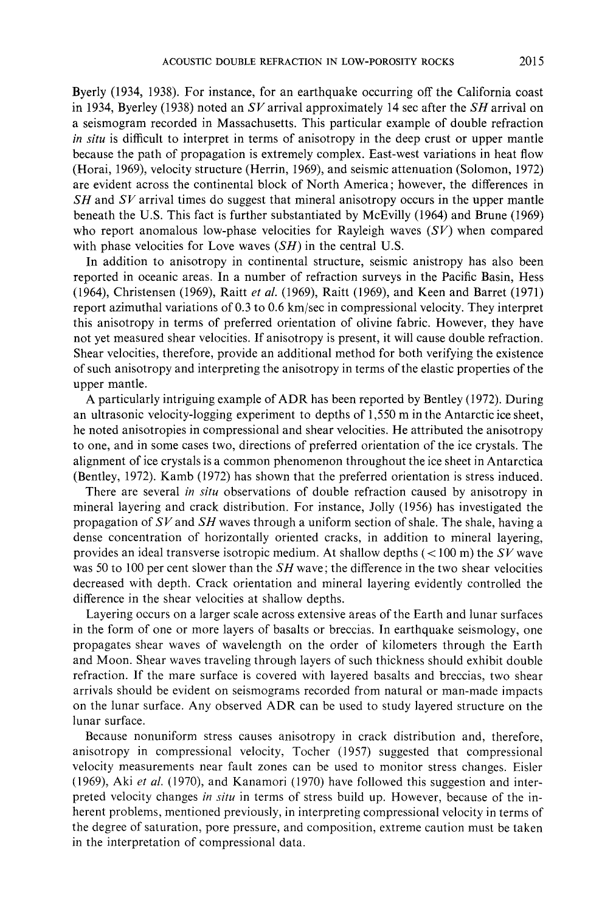Byerly (1934, 1938). For instance, for an earthquake occurring off the California coast in 1934, Byerley (1938) noted an *SV* arrival approximately 14 sec after the *SH* arrival on a seismogram recorded in Massachusetts. This particular example of double refraction *in situ* is difficult to interpret in terms of anisotropy in the deep crust or upper mantle because the path of propagation is extremely complex. East-west variations in heat flow (Horai, 1969), velocity structure (Herrin, 1969), and seismic attenuation (Solomon, 1972) are evident across the continental block of North America; however, the differences in *SH* and *SV* arrival times do suggest that mineral anisotropy occurs in the upper mantle beneath the U.S. This fact is further substantiated by McEvilly (1964) and Brune (1969) who report anomalous low-phase velocities for Rayleigh waves (*SV*) when compared with phase velocities for Love waves (*SH*) in the central U.S.

In addition to anisotropy in continental structure, seismic anistropy has also been reported in oceanic areas. In a number of refraction surveys in the Pacific Basin, Hess (1964), Christensen (1969), Raitt *et al.* (1969), Raitt (1969), and Keen and Barret (1971) report azimuthal variations of 0.3 to 0.6 km/sec in compressional velocity. They interpret this anisotropy in terms of preferred orientation of olivine fabric. However, they have not yet measured shear velocities. If anisotropy is present, it will cause double refraction. Shear velocities, therefore, provide an additional method for both verifying the existence of such anisotropy and interpreting the anisotropy in terms of the elastic properties of the upper mantle.

A particularly intriguing example of ADR has been reported by Bentley (1972). During an ultrasonic velocity-logging experiment to depths of 1,550 m in the Antarctic ice sheet, he noted anisotropies in compressional and shear velocities. He attributed the anisotropy to one, and in some cases two, directions of preferred orientation of the ice crystals. The alignment of ice crystals is a common phenomenon throughout the ice sheet in Antarctica (Bentley, 1972). Kamb (1972) has shown that the preferred orientation is stress induced.

There are several *in situ* observations of double refraction caused by anisotropy in mineral layering and crack distribution. For instance, Jolly (1956) has investigated the propagation of *SV* and *SH* waves through a uniform section of shale. The shale, having a dense concentration of horizontally oriented cracks, in addition to mineral layering, provides an ideal transverse isotropic medium. At shallow depths (< 100 m) the *SV* wave was 50 to 100 per cent slower than the *SH* wave; the difference in the two shear velocities decreased with depth. Crack orientation and mineral layering evidently controlled the difference in the shear velocities at shallow depths.

Layering occurs on a larger scale across extensive areas of the Earth and lunar surfaces in the form of one or more layers of basalts or breccias. In earthquake seismology, one propagates shear waves of wavelength on the order of kilometers through the Earth and Moon. Shear waves traveling through layers of such thickness should exhibit double refraction. If the mare surface is covered with layered basalts and breccias, two shear arrivals should be evident on seismograms recorded from natural or man-made impacts on the lunar surface. Any observed ADR can be used to study layered structure on the lunar surface.

Because nonuniform stress causes anisotropy in crack distribution and, therefore, anisotropy in compressional velocity, Tocher (1957) suggested that compressional velocity measurements near fault zones can be used to monitor stress changes. Eisler (1969), Aki *et al.* (1970), and Kanamori (1970) have followed this suggestion and interpreted velocity changes *in situ* in terms of stress build up. However, because of the inherent problems, mentioned previously, in interpreting compressional velocity in terms of the degree of saturation, pore pressure, and composition, extreme caution must be taken in the interpretation of compressional data.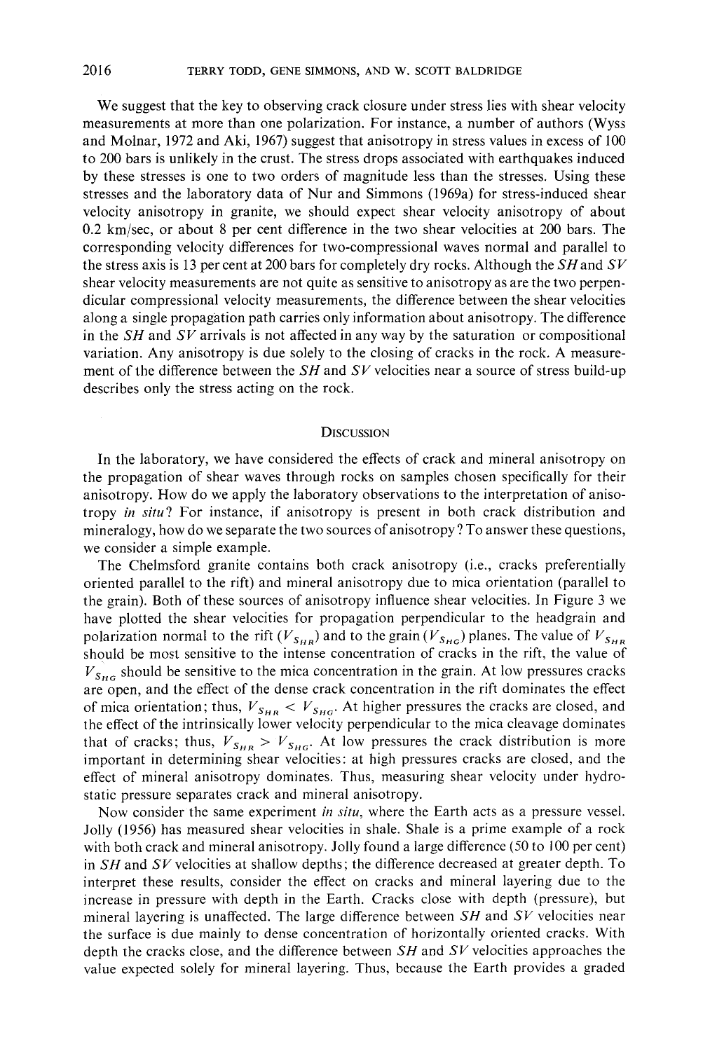We suggest that the key to observing crack closure under stress lies with shear velocity measurements at more than one polarization. For instance, a number of authors (Wyss and Molnar, 1972 and Aki, 1967) suggest that anisotropy in stress values in excess of 100 to 200 bars is unlikely in the crust. The stress drops associated with earthquakes induced by these stresses is one to two orders of magnitude less than the stresses. Using these stresses and the laboratory data of Nur and Simmons (1969a) for stress-induced shear velocity anisotropy in granite, we should expect shear velocity anisotropy of about 0.2 km/sec, or about 8 per cent difference in the two shear velocities at 200 bars. The corresponding velocity differences for two-compressional waves normal and parallel to the stress axis is 13 per cent at 200 bars for completely dry rocks. Although the *SH* and *SV* shear velocity measurements are not quite as sensitive to anisotropy as are the two perpendicular compressional velocity measurements, the difference between the shear velocities along a single propagation path carries only information about anisotropy. The difference in the *SH* and *SV* arrivals is not affected in any way by the saturation or compositional variation. Any anisotropy is due solely to the closing of cracks in the rock. A measurement of the difference between the *SH* and *SV* velocities near a source of stress build-up describes only the stress acting on the rock.

## Discussion

In the laboratory, we have considered the effects of crack and mineral anisotropy on the propagation of shear waves through rocks on samples chosen specifically for their anisotropy. How do we apply the laboratory observations to the interpretation of anisotropy *in situ*? For instance, if anisotropy is present in both crack distribution and mineralogy, how do we separate the two sources of anisotropy? To answer these questions, we consider a simple example.

The Chelmsford granite contains both crack anisotropy (i.e., cracks preferentially oriented parallel to the rift) and mineral anisotropy due to mica orientation (parallel to the grain). Both of these sources of anisotropy influence shear velocities. In Figure 3 we have plotted the shear velocities for propagation perpendicular to the headgrain and polarization normal to the rift ($V_{S_{HR}}$) and to the grain ($V_{S_{HG}}$) planes. The value of $V_{S_{HR}}$ should be most sensitive to the intense concentration of cracks in the rift, the value of $V_{S_{HG}}$ should be sensitive to the mica concentration in the grain. At low pressures cracks are open, and the effect of the dense crack concentration in the rift dominates the effect of mica orientation; thus, $V_{S_{HR}} < V_{S_{HG}}$. At higher pressures the cracks are closed, and the effect of the intrinsically lower velocity perpendicular to the mica cleavage dominates that of cracks; thus, $V_{S_{HR}} > V_{S_{HG}}$. At low pressures the crack distribution is more important in determining shear velocities: at high pressures cracks are closed, and the effect of mineral anisotropy dominates. Thus, measuring shear velocity under hydrostatic pressure separates crack and mineral anisotropy.

Now consider the same experiment *in situ*, where the Earth acts as a pressure vessel. Jolly (1956) has measured shear velocities in shale. Shale is a prime example of a rock with both crack and mineral anisotropy. Jolly found a large difference (50 to 100 per cent) in *SH* and *SV* velocities at shallow depths; the difference decreased at greater depth. To interpret these results, consider the effect on cracks and mineral layering due to the increase in pressure with depth in the Earth. Cracks close with depth (pressure), but mineral layering is unaffected. The large difference between *SH* and *SV* velocities near the surface is due mainly to dense concentration of horizontally oriented cracks. With depth the cracks close, and the difference between *SH* and *SV* velocities approaches the value expected solely for mineral layering. Thus, because the Earth provides a graded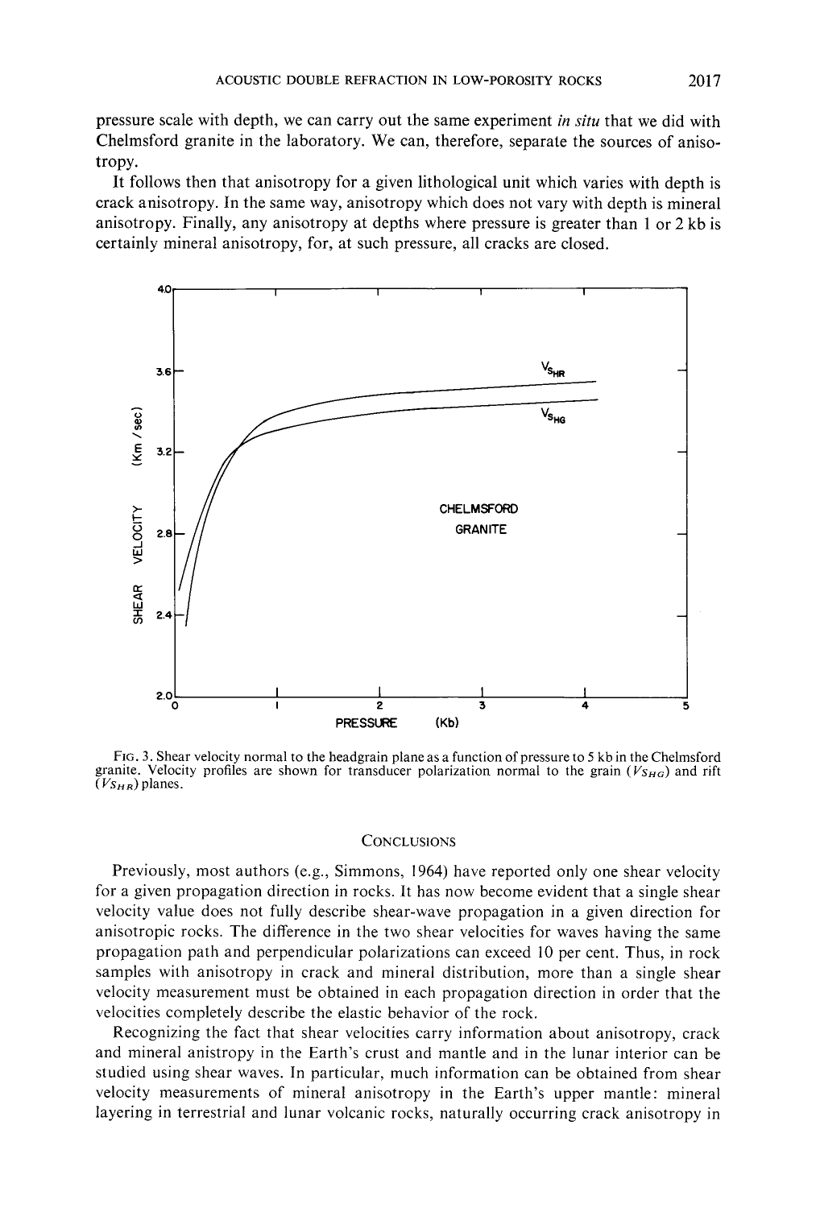pressure scale with depth, we can carry out the same experiment *in situ* that we did with Chelmsford granite in the laboratory. We can, therefore, separate the sources of anisotropy.

It follows then that anisotropy for a given lithological unit which varies with depth is crack anisotropy. In the same way, anisotropy which does not vary with depth is mineral anisotropy. Finally, any anisotropy at depths where pressure is greater than 1 or 2 kb is certainly mineral anisotropy, for, at such pressure, all cracks are closed.

SHEAR VELOCITY (Km / sec)

4.0
3.6
3.2
2.8
2.4
2.0

$V_{S_{HR}}$

$V_{S_{HG}}$

CHELMSFORD GRANITE

0 1 2 3 4 5

PRESSURE (Kb)

FIG. 3. Shear velocity normal to the headgrain plane as a function of pressure to 5 kb in the Chelmsford granite. Velocity profiles are shown for transducer polarization normal to the grain ($V_{S_{HG}}$) and rift ($V_{S_{HR}}$) planes.

## CONCLUSIONS

Previously, most authors (e.g., Simmons, 1964) have reported only one shear velocity for a given propagation direction in rocks. It has now become evident that a single shear velocity value does not fully describe shear-wave propagation in a given direction for anisotropic rocks. The difference in the two shear velocities for waves having the same propagation path and perpendicular polarizations can exceed 10 per cent. Thus, in rock samples with anisotropy in crack and mineral distribution, more than a single shear velocity measurement must be obtained in each propagation direction in order that the velocities completely describe the elastic behavior of the rock.

Recognizing the fact that shear velocities carry information about anisotropy, crack and mineral anistropy in the Earth's crust and mantle and in the lunar interior can be studied using shear waves. In particular, much information can be obtained from shear velocity measurements of mineral anisotropy in the Earth's upper mantle: mineral layering in terrestrial and lunar volcanic rocks, naturally occurring crack anisotropy in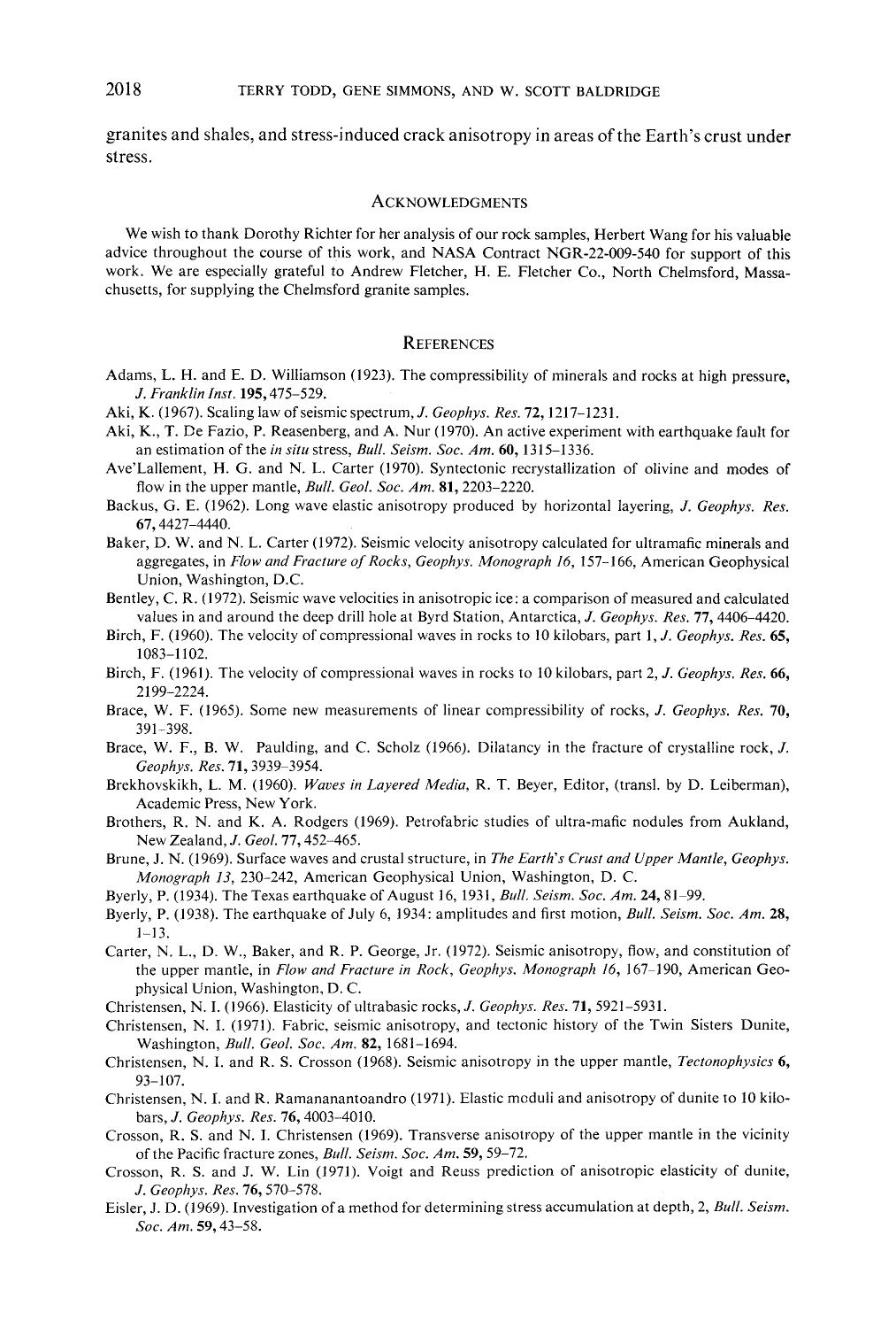granites and shales, and stress-induced crack anisotropy in areas of the Earth's crust under stress.

## Acknowledgments

We wish to thank Dorothy Richter for her analysis of our rock samples, Herbert Wang for his valuable advice throughout the course of this work, and NASA Contract NGR-22-009-540 for support of this work. We are especially grateful to Andrew Fletcher, H. E. Fletcher Co., North Chelmsford, Massachusetts, for supplying the Chelmsford granite samples.

## References

Adams, L. H. and E. D. Williamson (1923). The compressibility of minerals and rocks at high pressure, *J. Franklin Inst.* **195,** 475–529.

Aki, K. (1967). Scaling law of seismic spectrum, *J. Geophys. Res.* **72,** 1217–1231.

Aki, K., T. De Fazio, P. Reasenberg, and A. Nur (1970). An active experiment with earthquake fault for an estimation of the *in situ* stress, *Bull. Seism. Soc. Am.* **60,** 1315–1336.

Ave'Lallement, H. G. and N. L. Carter (1970). Syntectonic recrystallization of olivine and modes of flow in the upper mantle, *Bull. Geol. Soc. Am.* **81,** 2203–2220.

Backus, G. E. (1962). Long wave elastic anisotropy produced by horizontal layering, *J. Geophys. Res.* **67,** 4427–4440.

Baker, D. W. and N. L. Carter (1972). Seismic velocity anisotropy calculated for ultramafic minerals and aggregates, in *Flow and Fracture of Rocks, Geophys. Monograph 16,* 157–166, American Geophysical Union, Washington, D.C.

Bentley, C. R. (1972). Seismic wave velocities in anisotropic ice: a comparison of measured and calculated values in and around the deep drill hole at Byrd Station, Antarctica, *J. Geophys. Res.* **77,** 4406–4420.

Birch, F. (1960). The velocity of compressional waves in rocks to 10 kilobars, part 1, *J. Geophys. Res.* **65,** 1083–1102.

Birch, F. (1961). The velocity of compressional waves in rocks to 10 kilobars, part 2, *J. Geophys. Res.* **66,** 2199–2224.

Brace, W. F. (1965). Some new measurements of linear compressibility of rocks, *J. Geophys. Res.* **70,** 391–398.

Brace, W. F., B. W. Paulding, and C. Scholz (1966). Dilatancy in the fracture of crystalline rock, *J. Geophys. Res.* **71,** 3939–3954.

Brekhovskikh, L. M. (1960). *Waves in Layered Media,* R. T. Beyer, Editor, (transl. by D. Leiberman), Academic Press, New York.

Brothers, R. N. and K. A. Rodgers (1969). Petrofabric studies of ultra-mafic nodules from Aukland, New Zealand, *J. Geol.* **77,** 452–465.

Brune, J. N. (1969). Surface waves and crustal structure, in *The Earth's Crust and Upper Mantle, Geophys. Monograph 13,* 230–242, American Geophysical Union, Washington, D. C.

Byerly, P. (1934). The Texas earthquake of August 16, 1931, *Bull. Seism. Soc. Am.* **24,** 81–99.

Byerly, P. (1938). The earthquake of July 6, 1934: amplitudes and first motion, *Bull. Seism. Soc. Am.* **28,** 1–13.

Carter, N. L., D. W., Baker, and R. P. George, Jr. (1972). Seismic anisotropy, flow, and constitution of the upper mantle, in *Flow and Fracture in Rock, Geophys. Monograph 16,* 167–190, American Geophysical Union, Washington, D. C.

Christensen, N. I. (1966). Elasticity of ultrabasic rocks, *J. Geophys. Res.* **71,** 5921–5931.

Christensen, N. I. (1971). Fabric, seismic anisotropy, and tectonic history of the Twin Sisters Dunite, Washington, *Bull. Geol. Soc. Am.* **82,** 1681–1694.

Christensen, N. I. and R. S. Crosson (1968). Seismic anisotropy in the upper mantle, *Tectonophysics* **6,** 93–107.

Christensen, N. I. and R. Ramananantoandro (1971). Elastic moduli and anisotropy of dunite to 10 kilobars, *J. Geophys. Res.* **76,** 4003–4010.

Crosson, R. S. and N. I. Christensen (1969). Transverse anisotropy of the upper mantle in the vicinity of the Pacific fracture zones, *Bull. Seism. Soc. Am.* **59,** 59–72.

Crosson, R. S. and J. W. Lin (1971). Voigt and Reuss prediction of anisotropic elasticity of dunite, *J. Geophys. Res.* **76,** 570–578.

Eisler, J. D. (1969). Investigation of a method for determining stress accumulation at depth, 2, *Bull. Seism. Soc. Am.* **59,** 43–58.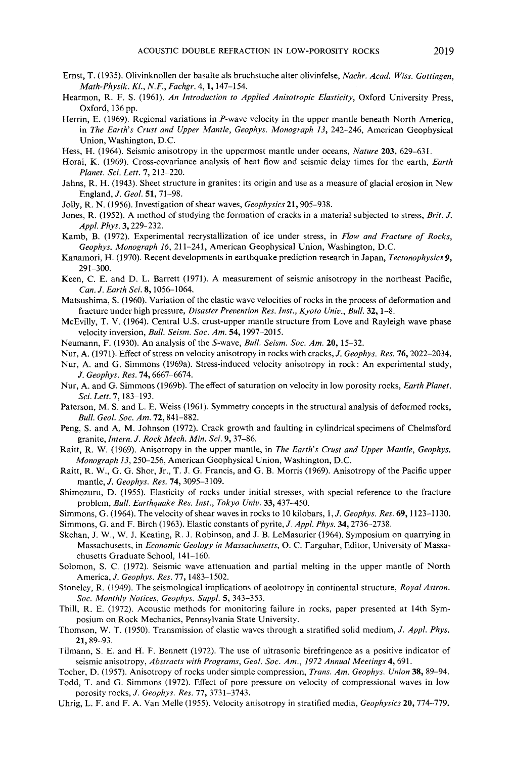Ernst, T. (1935). Olivinknollen der basalte als bruchstuche alter olivinfelse, *Nachr. Acad. Wiss. Gottingen, Math-Physik. Kl., N.F., Fachgr.* 4, **1**, 147–154.

Hearmon, R. F. S. (1961). *An Introduction to Applied Anisotropic Elasticity*, Oxford University Press, Oxford, 136 pp.

Herrin, E. (1969). Regional variations in *P*-wave velocity in the upper mantle beneath North America, in *The Earth's Crust and Upper Mantle, Geophys. Monograph 13*, 242–246, American Geophysical Union, Washington, D.C.

Hess, H. (1964). Seismic anisotropy in the uppermost mantle under oceans, *Nature* **203**, 629–631.

Horai, K. (1969). Cross-covariance analysis of heat flow and seismic delay times for the earth, *Earth Planet. Sci. Lett.* **7**, 213–220.

Jahns, R. H. (1943). Sheet structure in granites: its origin and use as a measure of glacial erosion in New England, *J. Geol.* **51**, 71–98.

Jolly, R. N. (1956). Investigation of shear waves, *Geophysics* **21**, 905–938.

Jones, R. (1952). A method of studying the formation of cracks in a material subjected to stress, *Brit. J. Appl. Phys.* **3**, 229–232.

Kamb, B. (1972). Experimental recrystallization of ice under stress, in *Flow and Fracture of Rocks, Geophys. Monograph 16*, 211–241, American Geophysical Union, Washington, D.C.

Kanamori, H. (1970). Recent developments in earthquake prediction research in Japan, *Tectonophysics* **9**, 291–300.

Keen, C. E. and D. L. Barrett (1971). A measurement of seismic anisotropy in the northeast Pacific, *Can. J. Earth Sci.* **8**, 1056–1064.

Matsushima, S. (1960). Variation of the elastic wave velocities of rocks in the process of deformation and fracture under high pressure, *Disaster Prevention Res. Inst., Kyoto Univ., Bull.* **32**, 1–8.

McEvilly, T. V. (1964). Central U.S. crust-upper mantle structure from Love and Rayleigh wave phase velocity inversion, *Bull. Seism. Soc. Am.* **54**, 1997–2015.

Neumann, F. (1930). An analysis of the *S*-wave, *Bull. Seism. Soc. Am.* **20**, 15–32.

Nur, A. (1971). Effect of stress on velocity anisotropy in rocks with cracks, *J. Geophys. Res.* **76**, 2022–2034.

Nur, A. and G. Simmons (1969a). Stress-induced velocity anisotropy in rock: An experimental study, *J. Geophys. Res.* **74**, 6667–6674.

Nur, A. and G. Simmons (1969b). The effect of saturation on velocity in low porosity rocks, *Earth Planet. Sci. Lett.* **7**, 183–193.

Paterson, M. S. and L. E. Weiss (1961). Symmetry concepts in the structural analysis of deformed rocks, *Bull. Geol. Soc. Am.* **72**, 841–882.

Peng, S. and A. M. Johnson (1972). Crack growth and faulting in cylindrical specimens of Chelmsford granite, *Intern. J. Rock Mech. Min. Sci.* **9**, 37–86.

Raitt, R. W. (1969). Anisotropy in the upper mantle, in *The Earth's Crust and Upper Mantle, Geophys. Monograph 13*, 250–256, American Geophysical Union, Washington, D.C.

Raitt, R. W., G. G. Shor, Jr., T. J. G. Francis, and G. B. Morris (1969). Anisotropy of the Pacific upper mantle, *J. Geophys. Res.* **74**, 3095–3109.

Shimozuru, D. (1955). Elasticity of rocks under initial stresses, with special reference to the fracture problem, *Bull. Earthquake Res. Inst., Tokyo Univ.* **33**, 437–450.

Simmons, G. (1964). The velocity of shear waves in rocks to 10 kilobars, 1, *J. Geophys. Res.* **69**, 1123–1130.

Simmons, G. and F. Birch (1963). Elastic constants of pyrite, *J. Appl. Phys.* **34**, 2736–2738.

Skehan, J. W., W. J. Keating, R. J. Robinson, and J. B. LeMasurier (1964). Symposium on quarrying in Massachusetts, in *Economic Geology in Massachusetts*, O. C. Farguhar, Editor, University of Massachusetts Graduate School, 141–160.

Solomon, S. C. (1972). Seismic wave attenuation and partial melting in the upper mantle of North America, *J. Geophys. Res.* **77**, 1483–1502.

Stoneley, R. (1949). The seismological implications of aeolotropy in continental structure, *Royal Astron. Soc. Monthly Notices, Geophys. Suppl.* **5**, 343–353.

Thill, R. E. (1972). Acoustic methods for monitoring failure in rocks, paper presented at 14th Symposium on Rock Mechanics, Pennsylvania State University.

Thomson, W. T. (1950). Transmission of elastic waves through a stratified solid medium, *J. Appl. Phys.* **21**, 89–93.

Tilmann, S. E. and H. F. Bennett (1972). The use of ultrasonic birefringence as a positive indicator of seismic anisotropy, *Abstracts with Programs, Geol. Soc. Am., 1972 Annual Meetings* **4**, 691.

Tocher, D. (1957). Anisotropy of rocks under simple compression, *Trans. Am. Geophys. Union* **38**, 89–94.

Todd, T. and G. Simmons (1972). Effect of pore pressure on velocity of compressional waves in low porosity rocks, *J. Geophys. Res.* **77**, 3731–3743.

Uhrig, L. F. and F. A. Van Melle (1955). Velocity anisotropy in stratified media, *Geophysics* **20**, 774–779.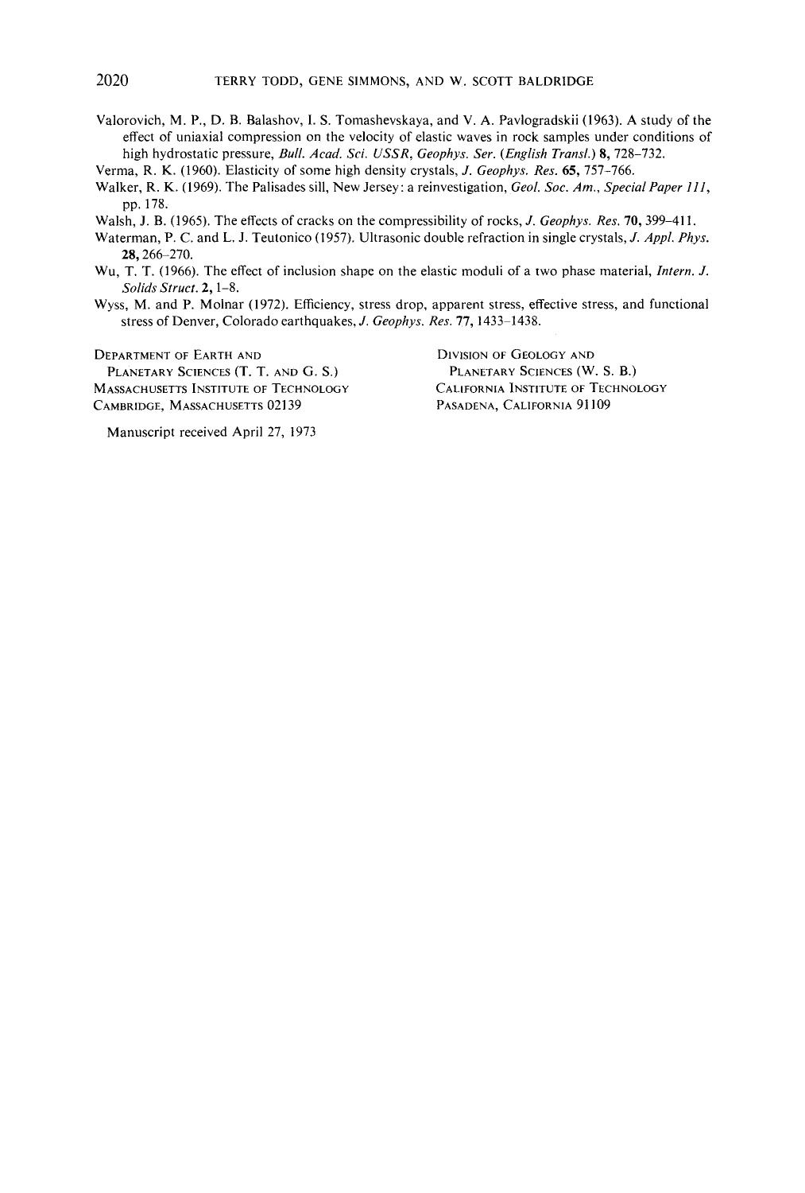Valorovich, M. P., D. B. Balashov, I. S. Tomashevskaya, and V. A. Pavlogradskii (1963). A study of the effect of uniaxial compression on the velocity of elastic waves in rock samples under conditions of high hydrostatic pressure, *Bull. Acad. Sci. USSR, Geophys. Ser. (English Transl.)* **8,** 728–732.

Verma, R. K. (1960). Elasticity of some high density crystals, *J. Geophys. Res.* **65,** 757–766.

Walker, R. K. (1969). The Palisades sill, New Jersey: a reinvestigation, *Geol. Soc. Am., Special Paper 111,* pp. 178.

Walsh, J. B. (1965). The effects of cracks on the compressibility of rocks, *J. Geophys. Res.* **70,** 399–411.

Waterman, P. C. and L. J. Teutonico (1957). Ultrasonic double refraction in single crystals, *J. Appl. Phys.* **28,** 266–270.

Wu, T. T. (1966). The effect of inclusion shape on the elastic moduli of a two phase material, *Intern. J. Solids Struct.* **2,** 1–8.

Wyss, M. and P. Molnar (1972). Efficiency, stress drop, apparent stress, effective stress, and functional stress of Denver, Colorado earthquakes, *J. Geophys. Res.* **77,** 1433–1438.

Department of Earth and Planetary Sciences (T. T. and G. S.)
Massachusetts Institute of Technology
Cambridge, Massachusetts 02139

Division of Geology and Planetary Sciences (W. S. B.)
California Institute of Technology
Pasadena, California 91109

Manuscript received April 27, 1973